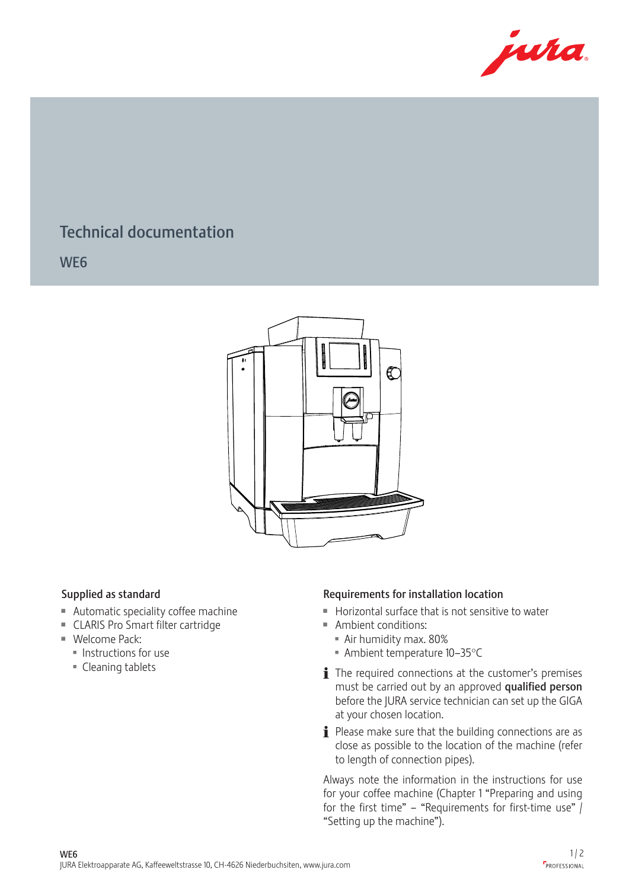# Technical documentation

## WE6

### Supplied as standard

- Automatic speciality coffee machine
- CLARIS Pro Smart filter cartridge
- Welcome Pack:
  - Instructions for use
  - Cleaning tablets

### Requirements for installation location

- Horizontal surface that is not sensitive to water
- Ambient conditions:
  - Air humidity max. 80%
  - Ambient temperature 10–35°C

**i** The required connections at the customer's premises must be carried out by an approved **qualified person** before the JURA service technician can set up the GIGA at your chosen location.

**i** Please make sure that the building connections are as close as possible to the location of the machine (refer to length of connection pipes).

Always note the information in the instructions for use for your coffee machine (Chapter 1 "Preparing and using for the first time" – "Requirements for first-time use" / "Setting up the machine").

**WE6**
JURA Elektroapparate AG, Kaffeeweltstrasse 10, CH-4626 Niederbuchsiten, www.jura.com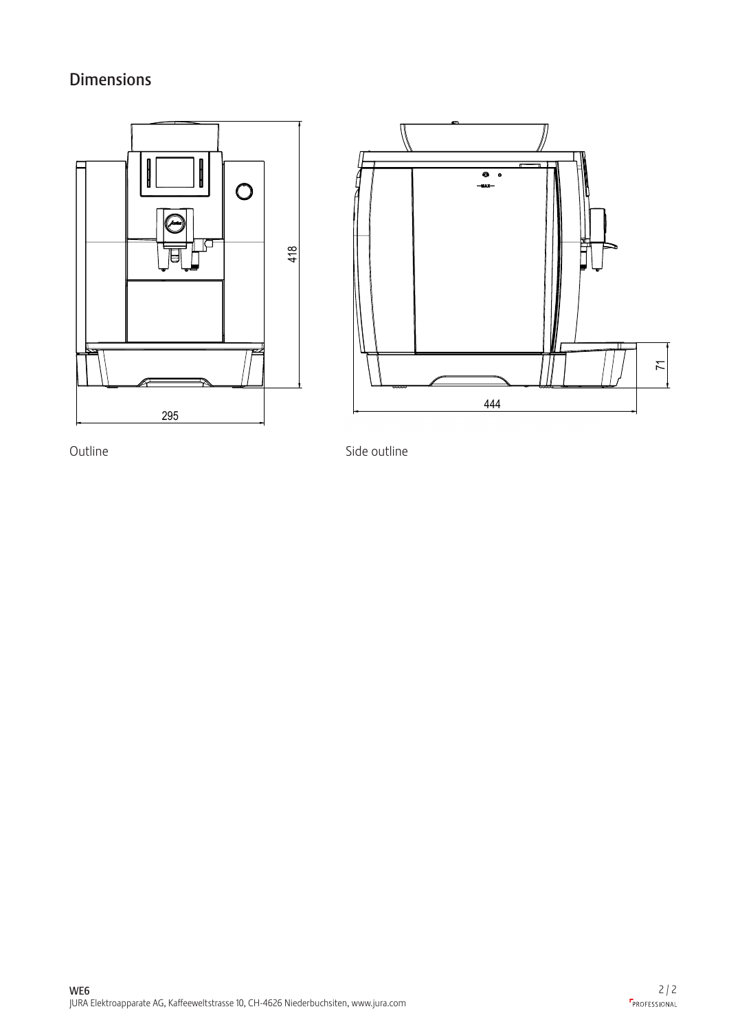## Dimensions

418

295

Outline

71

444

Side outline